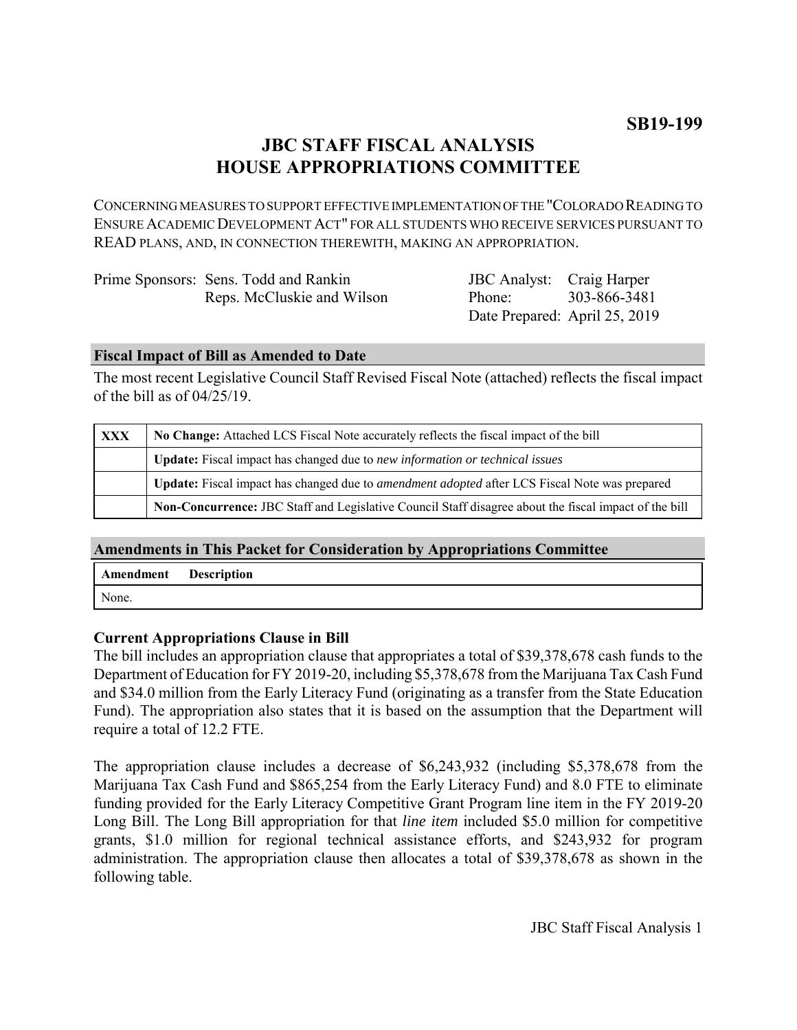**SB19-199**

# JBC STAFF FISCAL ANALYSIS
# HOUSE APPROPRIATIONS COMMITTEE

CONCERNING MEASURES TO SUPPORT EFFECTIVE IMPLEMENTATION OF THE "COLORADO READING TO ENSURE ACADEMIC DEVELOPMENT ACT" FOR ALL STUDENTS WHO RECEIVE SERVICES PURSUANT TO READ PLANS, AND, IN CONNECTION THEREWITH, MAKING AN APPROPRIATION.

| | | | |
|---|---|---|---|
| Prime Sponsors: | Sens. Todd and Rankin<br>Reps. McCluskie and Wilson | JBC Analyst:<br>Phone:<br>Date Prepared: | Craig Harper<br>303-866-3481<br>April 25, 2019 |

## Fiscal Impact of Bill as Amended to Date

The most recent Legislative Council Staff Revised Fiscal Note (attached) reflects the fiscal impact of the bill as of 04/25/19.

| | |
|---|---|
| **XXX** | **No Change:** Attached LCS Fiscal Note accurately reflects the fiscal impact of the bill |
| | **Update:** Fiscal impact has changed due to *new information or technical issues* |
| | **Update:** Fiscal impact has changed due to *amendment adopted* after LCS Fiscal Note was prepared |
| | **Non-Concurrence:** JBC Staff and Legislative Council Staff disagree about the fiscal impact of the bill |

## Amendments in This Packet for Consideration by Appropriations Committee

| Amendment | Description |
|---|---|
| None. | |

### Current Appropriations Clause in Bill

The bill includes an appropriation clause that appropriates a total of $39,378,678 cash funds to the Department of Education for FY 2019-20, including $5,378,678 from the Marijuana Tax Cash Fund and $34.0 million from the Early Literacy Fund (originating as a transfer from the State Education Fund). The appropriation also states that it is based on the assumption that the Department will require a total of 12.2 FTE.

The appropriation clause includes a decrease of $6,243,932 (including $5,378,678 from the Marijuana Tax Cash Fund and $865,254 from the Early Literacy Fund) and 8.0 FTE to eliminate funding provided for the Early Literacy Competitive Grant Program line item in the FY 2019-20 Long Bill. The Long Bill appropriation for that *line item* included $5.0 million for competitive grants, $1.0 million for regional technical assistance efforts, and $243,932 for program administration. The appropriation clause then allocates a total of $39,378,678 as shown in the following table.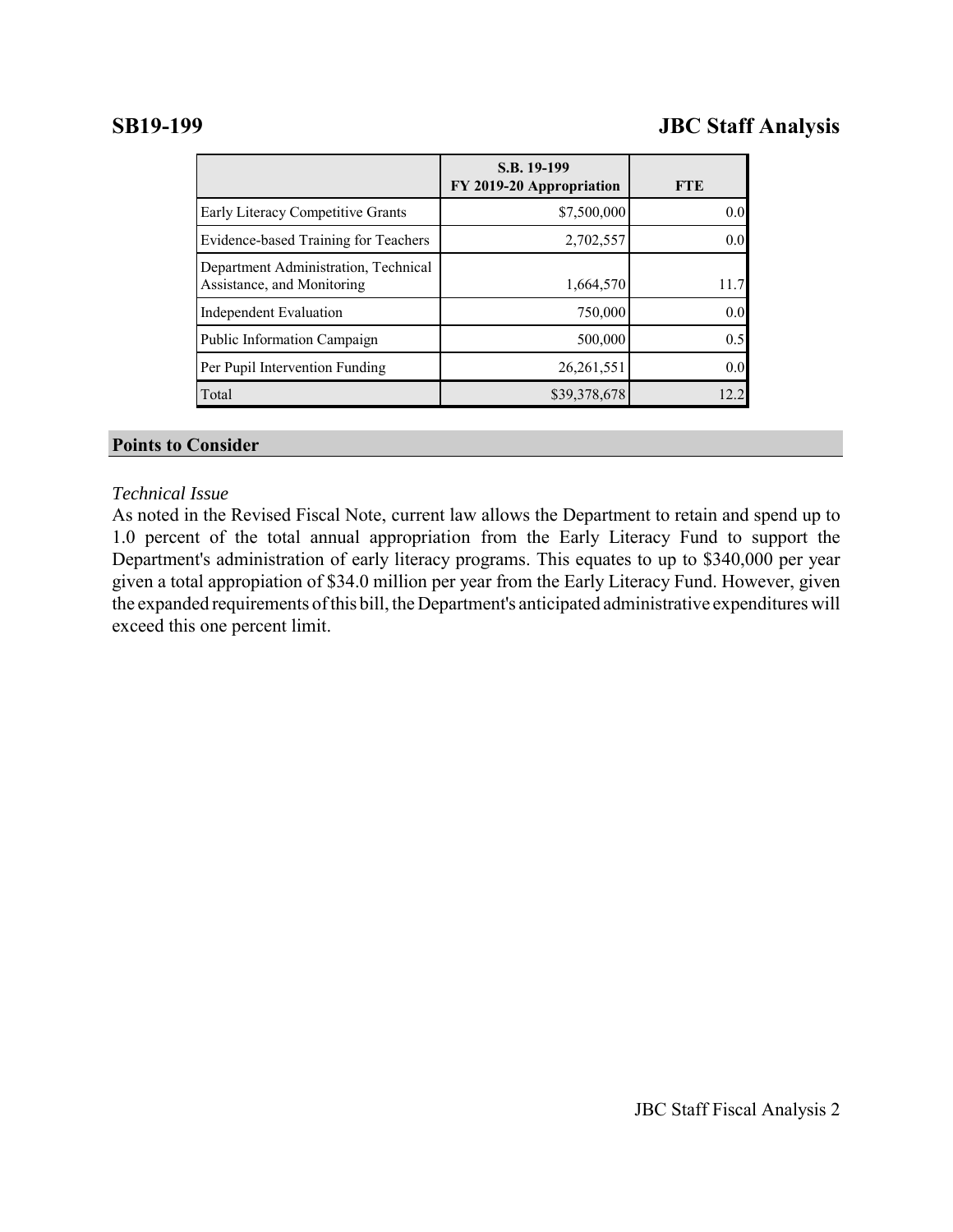| | S.B. 19-199 FY 2019-20 Appropriation | FTE |
|---|---|---|
| Early Literacy Competitive Grants | $7,500,000 | 0.0 |
| Evidence-based Training for Teachers | 2,702,557 | 0.0 |
| Department Administration, Technical Assistance, and Monitoring | 1,664,570 | 11.7 |
| Independent Evaluation | 750,000 | 0.0 |
| Public Information Campaign | 500,000 | 0.5 |
| Per Pupil Intervention Funding | 26,261,551 | 0.0 |
| Total | $39,378,678 | 12.2 |

## Points to Consider

*Technical Issue*

As noted in the Revised Fiscal Note, current law allows the Department to retain and spend up to 1.0 percent of the total annual appropriation from the Early Literacy Fund to support the Department's administration of early literacy programs. This equates to up to $340,000 per year given a total appropiation of $34.0 million per year from the Early Literacy Fund. However, given the expanded requirements of this bill, the Department's anticipated administrative expenditures will exceed this one percent limit.